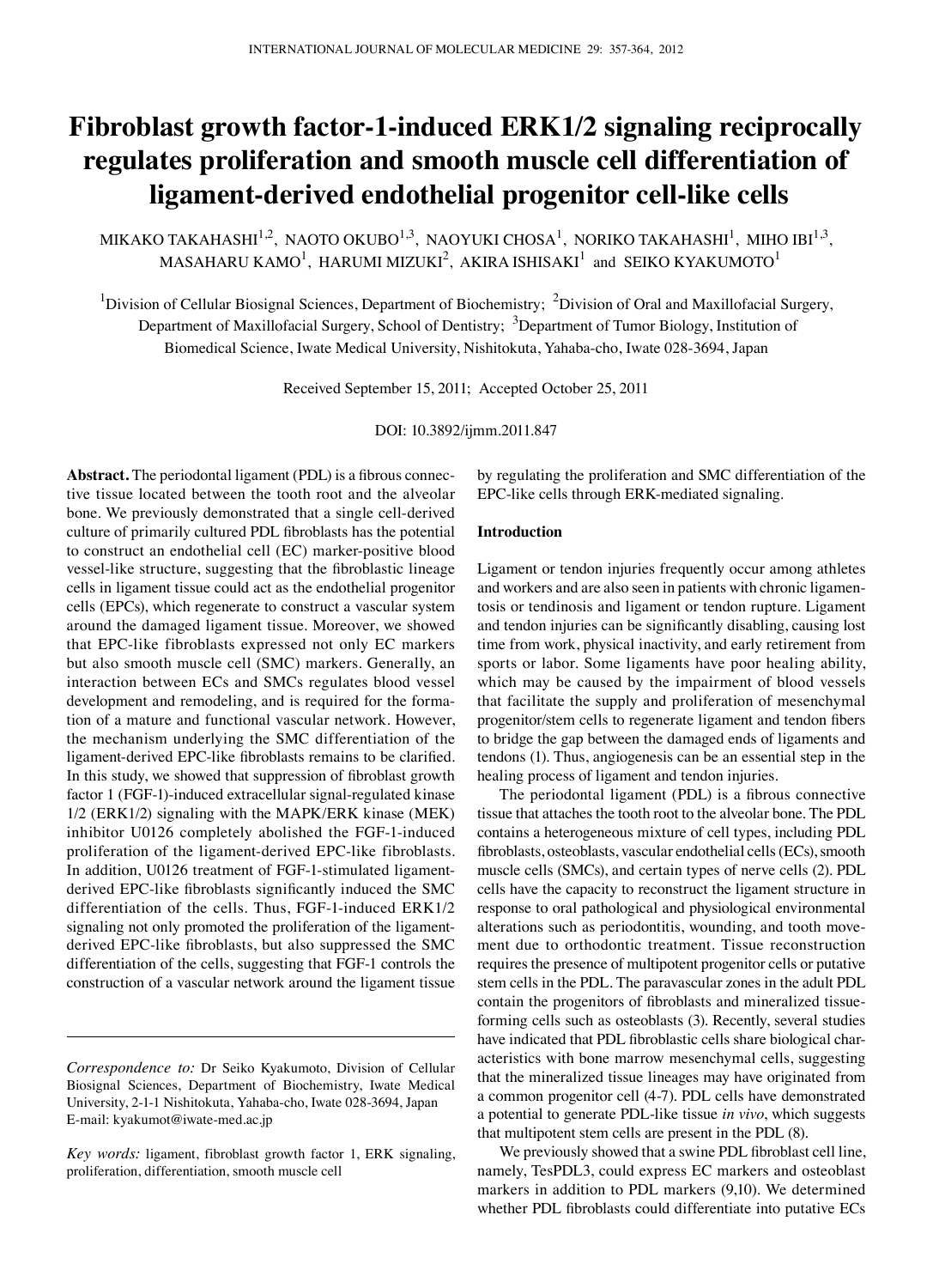# Fibroblast growth factor-1-induced ERK1/2 signaling reciprocally regulates proliferation and smooth muscle cell differentiation of ligament-derived endothelial progenitor cell-like cells

MIKAKO TAKAHASHI[1,2], NAOTO OKUBO[1,3], NAOYUKI CHOSA[1], NORIKO TAKAHASHI[1], MIHO IBI[1,3], MASAHARU KAMO[1], HARUMI MIZUKI[2], AKIRA ISHISAKI[1] and SEIKO KYAKUMOTO[1]

[1]Division of Cellular Biosignal Sciences, Department of Biochemistry; [2]Division of Oral and Maxillofacial Surgery, Department of Maxillofacial Surgery, School of Dentistry; [3]Department of Tumor Biology, Institution of Biomedical Science, Iwate Medical University, Nishitokuta, Yahaba-cho, Iwate 028-3694, Japan

Received September 15, 2011; Accepted October 25, 2011

DOI: 10.3892/ijmm.2011.847

**Abstract.** The periodontal ligament (PDL) is a fibrous connective tissue located between the tooth root and the alveolar bone. We previously demonstrated that a single cell-derived culture of primarily cultured PDL fibroblasts has the potential to construct an endothelial cell (EC) marker-positive blood vessel-like structure, suggesting that the fibroblastic lineage cells in ligament tissue could act as the endothelial progenitor cells (EPCs), which regenerate to construct a vascular system around the damaged ligament tissue. Moreover, we showed that EPC-like fibroblasts expressed not only EC markers but also smooth muscle cell (SMC) markers. Generally, an interaction between ECs and SMCs regulates blood vessel development and remodeling, and is required for the formation of a mature and functional vascular network. However, the mechanism underlying the SMC differentiation of the ligament-derived EPC-like fibroblasts remains to be clarified. In this study, we showed that suppression of fibroblast growth factor 1 (FGF-1)-induced extracellular signal-regulated kinase 1/2 (ERK1/2) signaling with the MAPK/ERK kinase (MEK) inhibitor U0126 completely abolished the FGF-1-induced proliferation of the ligament-derived EPC-like fibroblasts. In addition, U0126 treatment of FGF-1-stimulated ligament-derived EPC-like fibroblasts significantly induced the SMC differentiation of the cells. Thus, FGF-1-induced ERK1/2 signaling not only promoted the proliferation of the ligament-derived EPC-like fibroblasts, but also suppressed the SMC differentiation of the cells, suggesting that FGF-1 controls the construction of a vascular network around the ligament tissue by regulating the proliferation and SMC differentiation of the EPC-like cells through ERK-mediated signaling.

*Correspondence to:* Dr Seiko Kyakumoto, Division of Cellular Biosignal Sciences, Department of Biochemistry, Iwate Medical University, 2-1-1 Nishitokuta, Yahaba-cho, Iwate 028-3694, Japan
E-mail: kyakumot@iwate-med.ac.jp

*Key words:* ligament, fibroblast growth factor 1, ERK signaling, proliferation, differentiation, smooth muscle cell

## Introduction

Ligament or tendon injuries frequently occur among athletes and workers and are also seen in patients with chronic ligamentosis or tendinosis and ligament or tendon rupture. Ligament and tendon injuries can be significantly disabling, causing lost time from work, physical inactivity, and early retirement from sports or labor. Some ligaments have poor healing ability, which may be caused by the impairment of blood vessels that facilitate the supply and proliferation of mesenchymal progenitor/stem cells to regenerate ligament and tendon fibers to bridge the gap between the damaged ends of ligaments and tendons (1). Thus, angiogenesis can be an essential step in the healing process of ligament and tendon injuries.

The periodontal ligament (PDL) is a fibrous connective tissue that attaches the tooth root to the alveolar bone. The PDL contains a heterogeneous mixture of cell types, including PDL fibroblasts, osteoblasts, vascular endothelial cells (ECs), smooth muscle cells (SMCs), and certain types of nerve cells (2). PDL cells have the capacity to reconstruct the ligament structure in response to oral pathological and physiological environmental alterations such as periodontitis, wounding, and tooth movement due to orthodontic treatment. Tissue reconstruction requires the presence of multipotent progenitor cells or putative stem cells in the PDL. The paravascular zones in the adult PDL contain the progenitors of fibroblasts and mineralized tissue-forming cells such as osteoblasts (3). Recently, several studies have indicated that PDL fibroblastic cells share biological characteristics with bone marrow mesenchymal cells, suggesting that the mineralized tissue lineages may have originated from a common progenitor cell (4-7). PDL cells have demonstrated a potential to generate PDL-like tissue *in vivo*, which suggests that multipotent stem cells are present in the PDL (8).

We previously showed that a swine PDL fibroblast cell line, namely, TesPDL3, could express EC markers and osteoblast markers in addition to PDL markers (9,10). We determined whether PDL fibroblasts could differentiate into putative ECs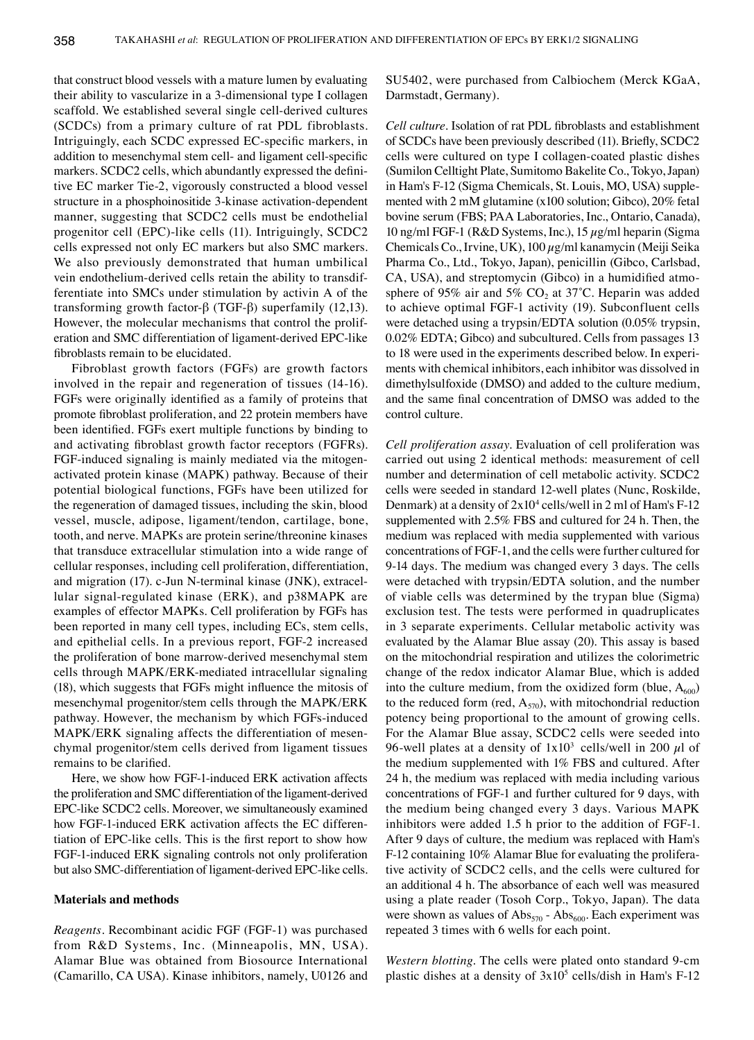that construct blood vessels with a mature lumen by evaluating their ability to vascularize in a 3-dimensional type I collagen scaffold. We established several single cell-derived cultures (SCDCs) from a primary culture of rat PDL fibroblasts. Intriguingly, each SCDC expressed EC-specific markers, in addition to mesenchymal stem cell- and ligament cell-specific markers. SCDC2 cells, which abundantly expressed the definitive EC marker Tie-2, vigorously constructed a blood vessel structure in a phosphoinositide 3-kinase activation-dependent manner, suggesting that SCDC2 cells must be endothelial progenitor cell (EPC)-like cells (11). Intriguingly, SCDC2 cells expressed not only EC markers but also SMC markers. We also previously demonstrated that human umbilical vein endothelium-derived cells retain the ability to transdifferentiate into SMCs under stimulation by activin A of the transforming growth factor-β (TGF-β) superfamily (12,13). However, the molecular mechanisms that control the proliferation and SMC differentiation of ligament-derived EPC-like fibroblasts remain to be elucidated.

Fibroblast growth factors (FGFs) are growth factors involved in the repair and regeneration of tissues (14-16). FGFs were originally identified as a family of proteins that promote fibroblast proliferation, and 22 protein members have been identified. FGFs exert multiple functions by binding to and activating fibroblast growth factor receptors (FGFRs). FGF-induced signaling is mainly mediated via the mitogen-activated protein kinase (MAPK) pathway. Because of their potential biological functions, FGFs have been utilized for the regeneration of damaged tissues, including the skin, blood vessel, muscle, adipose, ligament/tendon, cartilage, bone, tooth, and nerve. MAPKs are protein serine/threonine kinases that transduce extracellular stimulation into a wide range of cellular responses, including cell proliferation, differentiation, and migration (17). c-Jun N-terminal kinase (JNK), extracellular signal-regulated kinase (ERK), and p38MAPK are examples of effector MAPKs. Cell proliferation by FGFs has been reported in many cell types, including ECs, stem cells, and epithelial cells. In a previous report, FGF-2 increased the proliferation of bone marrow-derived mesenchymal stem cells through MAPK/ERK-mediated intracellular signaling (18), which suggests that FGFs might influence the mitosis of mesenchymal progenitor/stem cells through the MAPK/ERK pathway. However, the mechanism by which FGFs-induced MAPK/ERK signaling affects the differentiation of mesenchymal progenitor/stem cells derived from ligament tissues remains to be clarified.

Here, we show how FGF-1-induced ERK activation affects the proliferation and SMC differentiation of the ligament-derived EPC-like SCDC2 cells. Moreover, we simultaneously examined how FGF-1-induced ERK activation affects the EC differentiation of EPC-like cells. This is the first report to show how FGF-1-induced ERK signaling controls not only proliferation but also SMC-differentiation of ligament-derived EPC-like cells.

## Materials and methods

*Reagents.* Recombinant acidic FGF (FGF-1) was purchased from R&D Systems, Inc. (Minneapolis, MN, USA). Alamar Blue was obtained from Biosource International (Camarillo, CA USA). Kinase inhibitors, namely, U0126 and SU5402, were purchased from Calbiochem (Merck KGaA, Darmstadt, Germany).

*Cell culture.* Isolation of rat PDL fibroblasts and establishment of SCDCs have been previously described (11). Briefly, SCDC2 cells were cultured on type I collagen-coated plastic dishes (Sumilon Celltight Plate, Sumitomo Bakelite Co., Tokyo, Japan) in Ham's F-12 (Sigma Chemicals, St. Louis, MO, USA) supplemented with 2 mM glutamine (x100 solution; Gibco), 20% fetal bovine serum (FBS; PAA Laboratories, Inc., Ontario, Canada), 10 ng/ml FGF-1 (R&D Systems, Inc.), 15 $\mu$g/ml heparin (Sigma Chemicals Co., Irvine, UK), 100 $\mu$g/ml kanamycin (Meiji Seika Pharma Co., Ltd., Tokyo, Japan), penicillin (Gibco, Carlsbad, CA, USA), and streptomycin (Gibco) in a humidified atmosphere of 95% air and 5% $CO_2$ at 37˚C. Heparin was added to achieve optimal FGF-1 activity (19). Subconfluent cells were detached using a trypsin/EDTA solution (0.05% trypsin, 0.02% EDTA; Gibco) and subcultured. Cells from passages 13 to 18 were used in the experiments described below. In experiments with chemical inhibitors, each inhibitor was dissolved in dimethylsulfoxide (DMSO) and added to the culture medium, and the same final concentration of DMSO was added to the control culture.

*Cell proliferation assay.* Evaluation of cell proliferation was carried out using 2 identical methods: measurement of cell number and determination of cell metabolic activity. SCDC2 cells were seeded in standard 12-well plates (Nunc, Roskilde, Denmark) at a density of $2x10^4$ cells/well in 2 ml of Ham's F-12 supplemented with 2.5% FBS and cultured for 24 h. Then, the medium was replaced with media supplemented with various concentrations of FGF-1, and the cells were further cultured for 9-14 days. The medium was changed every 3 days. The cells were detached with trypsin/EDTA solution, and the number of viable cells was determined by the trypan blue (Sigma) exclusion test. The tests were performed in quadruplicates in 3 separate experiments. Cellular metabolic activity was evaluated by the Alamar Blue assay (20). This assay is based on the mitochondrial respiration and utilizes the colorimetric change of the redox indicator Alamar Blue, which is added into the culture medium, from the oxidized form (blue, $A_{600}$) to the reduced form (red, $A_{570}$), with mitochondrial reduction potency being proportional to the amount of growing cells. For the Alamar Blue assay, SCDC2 cells were seeded into 96-well plates at a density of $1x10^3$ cells/well in 200 $\mu$l of the medium supplemented with 1% FBS and cultured. After 24 h, the medium was replaced with media including various concentrations of FGF-1 and further cultured for 9 days, with the medium being changed every 3 days. Various MAPK inhibitors were added 1.5 h prior to the addition of FGF-1. After 9 days of culture, the medium was replaced with Ham's F-12 containing 10% Alamar Blue for evaluating the proliferative activity of SCDC2 cells, and the cells were cultured for an additional 4 h. The absorbance of each well was measured using a plate reader (Tosoh Corp., Tokyo, Japan). The data were shown as values of $Abs_{570}$ - $Abs_{600}$. Each experiment was repeated 3 times with 6 wells for each point.

*Western blotting.* The cells were plated onto standard 9-cm plastic dishes at a density of $3x10^5$ cells/dish in Ham's F-12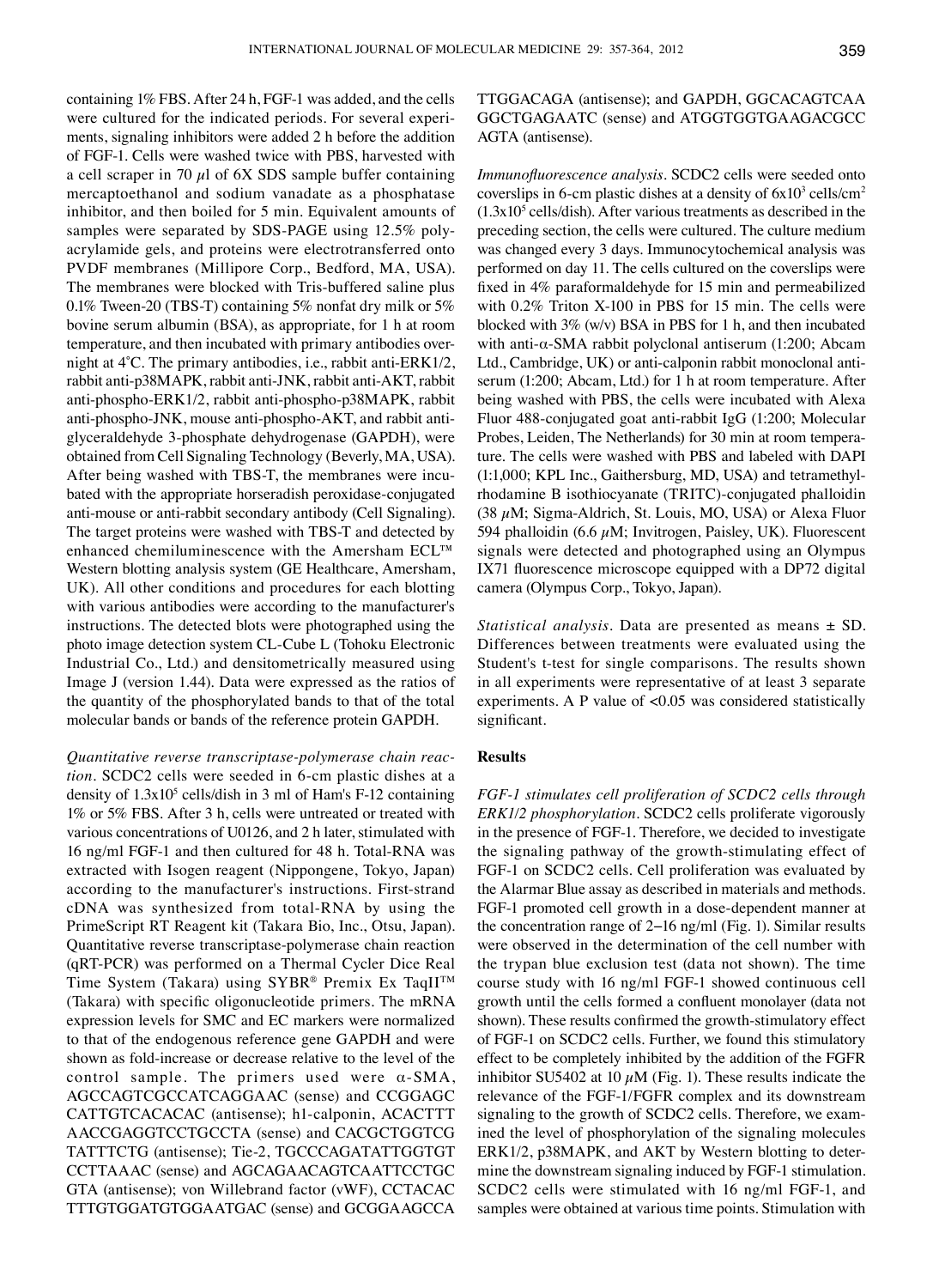containing 1% FBS. After 24 h, FGF-1 was added, and the cells were cultured for the indicated periods. For several experiments, signaling inhibitors were added 2 h before the addition of FGF-1. Cells were washed twice with PBS, harvested with a cell scraper in 70 $\mu$l of 6X SDS sample buffer containing mercaptoethanol and sodium vanadate as a phosphatase inhibitor, and then boiled for 5 min. Equivalent amounts of samples were separated by SDS-PAGE using 12.5% polyacrylamide gels, and proteins were electrotransferred onto PVDF membranes (Millipore Corp., Bedford, MA, USA). The membranes were blocked with Tris-buffered saline plus 0.1% Tween-20 (TBS-T) containing 5% nonfat dry milk or 5% bovine serum albumin (BSA), as appropriate, for 1 h at room temperature, and then incubated with primary antibodies overnight at 4˚C. The primary antibodies, i.e., rabbit anti-ERK1/2, rabbit anti-p38MAPK, rabbit anti-JNK, rabbit anti-AKT, rabbit anti-phospho-ERK1/2, rabbit anti-phospho-p38MAPK, rabbit anti-phospho-JNK, mouse anti-phospho-AKT, and rabbit anti-glyceraldehyde 3-phosphate dehydrogenase (GAPDH), were obtained from Cell Signaling Technology (Beverly, MA, USA). After being washed with TBS-T, the membranes were incubated with the appropriate horseradish peroxidase-conjugated anti-mouse or anti-rabbit secondary antibody (Cell Signaling). The target proteins were washed with TBS-T and detected by enhanced chemiluminescence with the Amersham ECL™ Western blotting analysis system (GE Healthcare, Amersham, UK). All other conditions and procedures for each blotting with various antibodies were according to the manufacturer's instructions. The detected blots were photographed using the photo image detection system CL-Cube L (Tohoku Electronic Industrial Co., Ltd.) and densitometrically measured using Image J (version 1.44). Data were expressed as the ratios of the quantity of the phosphorylated bands to that of the total molecular bands or bands of the reference protein GAPDH.

*Quantitative reverse transcriptase-polymerase chain reaction.* SCDC2 cells were seeded in 6-cm plastic dishes at a density of $1.3 \times 10^5$ cells/dish in 3 ml of Ham's F-12 containing 1% or 5% FBS. After 3 h, cells were untreated or treated with various concentrations of U0126, and 2 h later, stimulated with 16 ng/ml FGF-1 and then cultured for 48 h. Total-RNA was extracted with Isogen reagent (Nippongene, Tokyo, Japan) according to the manufacturer's instructions. First-strand cDNA was synthesized from total-RNA by using the PrimeScript RT Reagent kit (Takara Bio, Inc., Otsu, Japan). Quantitative reverse transcriptase-polymerase chain reaction (qRT-PCR) was performed on a Thermal Cycler Dice Real Time System (Takara) using SYBR® Premix Ex TaqII™ (Takara) with specific oligonucleotide primers. The mRNA expression levels for SMC and EC markers were normalized to that of the endogenous reference gene GAPDH and were shown as fold-increase or decrease relative to the level of the control sample. The primers used were α-SMA, AGCCAGTCGCCATCAGGAAC (sense) and CCGGAGC CATTGTCACACAC (antisense); h1-calponin, ACACTTT AACCGAGGTCCTGCCTA (sense) and CACGCTGGTCG TATTTCTG (antisense); Tie-2, TGCCCAGATATTGGTGT CCTTAAAC (sense) and AGCAGAACAGTCAATTCCTGC GTA (antisense); von Willebrand factor (vWF), CCTACAC TTTGTGGATGTGGAATGAC (sense) and GCGGAAGCCA TTGGACAGA (antisense); and GAPDH, GGCACAGTCAA GGCTGAGAATC (sense) and ATGGTGGTGAAGACGCC AGTA (antisense).

*Immunofluorescence analysis.* SCDC2 cells were seeded onto coverslips in 6-cm plastic dishes at a density of $6 \times 10^3$ cells/cm$^2$ ($1.3 \times 10^5$ cells/dish). After various treatments as described in the preceding section, the cells were cultured. The culture medium was changed every 3 days. Immunocytochemical analysis was performed on day 11. The cells cultured on the coverslips were fixed in 4% paraformaldehyde for 15 min and permeabilized with 0.2% Triton X-100 in PBS for 15 min. The cells were blocked with 3% (w/v) BSA in PBS for 1 h, and then incubated with anti-α-SMA rabbit polyclonal antiserum (1:200; Abcam Ltd., Cambridge, UK) or anti-calponin rabbit monoclonal antiserum (1:200; Abcam, Ltd.) for 1 h at room temperature. After being washed with PBS, the cells were incubated with Alexa Fluor 488-conjugated goat anti-rabbit IgG (1:200; Molecular Probes, Leiden, The Netherlands) for 30 min at room temperature. The cells were washed with PBS and labeled with DAPI (1:1,000; KPL Inc., Gaithersburg, MD, USA) and tetramethylrhodamine B isothiocyanate (TRITC)-conjugated phalloidin (38 $\mu$M; Sigma-Aldrich, St. Louis, MO, USA) or Alexa Fluor 594 phalloidin (6.6 $\mu$M; Invitrogen, Paisley, UK). Fluorescent signals were detected and photographed using an Olympus IX71 fluorescence microscope equipped with a DP72 digital camera (Olympus Corp., Tokyo, Japan).

*Statistical analysis.* Data are presented as means ± SD. Differences between treatments were evaluated using the Student's t-test for single comparisons. The results shown in all experiments were representative of at least 3 separate experiments. A P value of <0.05 was considered statistically significant.

## Results

*FGF-1 stimulates cell proliferation of SCDC2 cells through ERK1/2 phosphorylation.* SCDC2 cells proliferate vigorously in the presence of FGF-1. Therefore, we decided to investigate the signaling pathway of the growth-stimulating effect of FGF-1 on SCDC2 cells. Cell proliferation was evaluated by the Alarmar Blue assay as described in materials and methods. FGF-1 promoted cell growth in a dose-dependent manner at the concentration range of 2–16 ng/ml (Fig. 1). Similar results were observed in the determination of the cell number with the trypan blue exclusion test (data not shown). The time course study with 16 ng/ml FGF-1 showed continuous cell growth until the cells formed a confluent monolayer (data not shown). These results confirmed the growth-stimulatory effect of FGF-1 on SCDC2 cells. Further, we found this stimulatory effect to be completely inhibited by the addition of the FGFR inhibitor SU5402 at 10 $\mu$M (Fig. 1). These results indicate the relevance of the FGF-1/FGFR complex and its downstream signaling to the growth of SCDC2 cells. Therefore, we examined the level of phosphorylation of the signaling molecules ERK1/2, p38MAPK, and AKT by Western blotting to determine the downstream signaling induced by FGF-1 stimulation. SCDC2 cells were stimulated with 16 ng/ml FGF-1, and samples were obtained at various time points. Stimulation with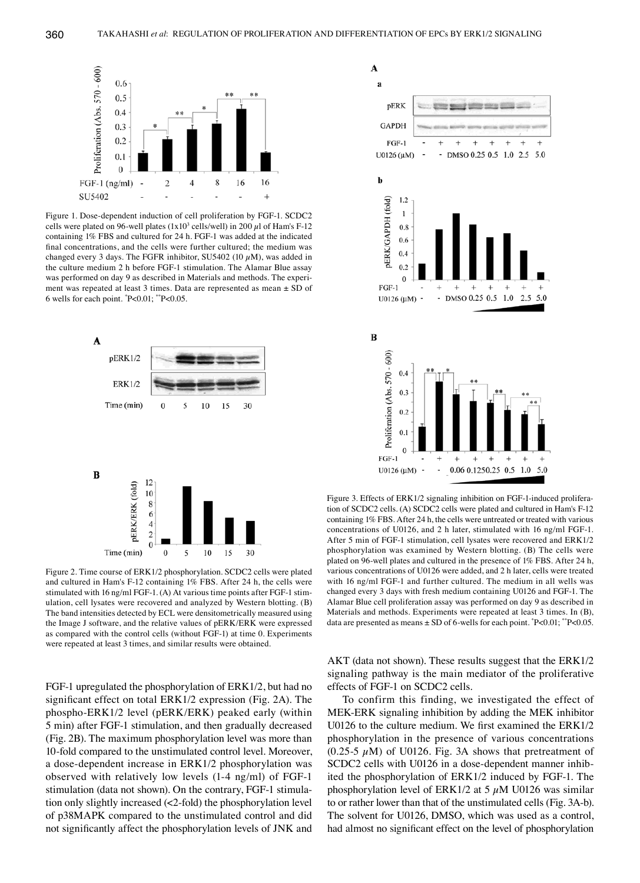Figure 1. Dose-dependent induction of cell proliferation by FGF-1. SCDC2 cells were plated on 96-well plates ($1\times10^3$ cells/well) in 200 $\mu$l of Ham's F-12 containing 1% FBS and cultured for 24 h. FGF-1 was added at the indicated final concentrations, and the cells were further cultured; the medium was changed every 3 days. The FGFR inhibitor, SU5402 (10 $\mu$M), was added in the culture medium 2 h before FGF-1 stimulation. The Alamar Blue assay was performed on day 9 as described in Materials and methods. The experiment was repeated at least 3 times. Data are represented as mean ± SD of 6 wells for each point. *P<0.01; **P<0.05.

Figure 2. Time course of ERK1/2 phosphorylation. SCDC2 cells were plated and cultured in Ham's F-12 containing 1% FBS. After 24 h, the cells were stimulated with 16 ng/ml FGF-1. (A) At various time points after FGF-1 stimulation, cell lysates were recovered and analyzed by Western blotting. (B) The band intensities detected by ECL were densitometrically measured using the Image J software, and the relative values of pERK/ERK were expressed as compared with the control cells (without FGF-1) at time 0. Experiments were repeated at least 3 times, and similar results were obtained.

FGF-1 upregulated the phosphorylation of ERK1/2, but had no significant effect on total ERK1/2 expression (Fig. 2A). The phospho-ERK1/2 level (pERK/ERK) peaked early (within 5 min) after FGF-1 stimulation, and then gradually decreased (Fig. 2B). The maximum phosphorylation level was more than 10-fold compared to the unstimulated control level. Moreover, a dose-dependent increase in ERK1/2 phosphorylation was observed with relatively low levels (1-4 ng/ml) of FGF-1 stimulation (data not shown). On the contrary, FGF-1 stimulation only slightly increased (<2-fold) the phosphorylation level of p38MAPK compared to the unstimulated control and did not significantly affect the phosphorylation levels of JNK and AKT (data not shown). These results suggest that the ERK1/2 signaling pathway is the main mediator of the proliferative effects of FGF-1 on SCDC2 cells.

To confirm this finding, we investigated the effect of MEK-ERK signaling inhibition by adding the MEK inhibitor U0126 to the culture medium. We first examined the ERK1/2 phosphorylation in the presence of various concentrations (0.25-5 $\mu$M) of U0126. Fig. 3A shows that pretreatment of SCDC2 cells with U0126 in a dose-dependent manner inhibited the phosphorylation of ERK1/2 induced by FGF-1. The phosphorylation level of ERK1/2 at 5 $\mu$M U0126 was similar to or rather lower than that of the unstimulated cells (Fig. 3A-b). The solvent for U0126, DMSO, which was used as a control, had almost no significant effect on the level of phosphorylation

Figure 3. Effects of ERK1/2 signaling inhibition on FGF-1-induced proliferation of SCDC2 cells. (A) SCDC2 cells were plated and cultured in Ham's F-12 containing 1% FBS. After 24 h, the cells were untreated or treated with various concentrations of U0126, and 2 h later, stimulated with 16 ng/ml FGF-1. After 5 min of FGF-1 stimulation, cell lysates were recovered and ERK1/2 phosphorylation was examined by Western blotting. (B) The cells were plated on 96-well plates and cultured in the presence of 1% FBS. After 24 h, various concentrations of U0126 were added, and 2 h later, cells were treated with 16 ng/ml FGF-1 and further cultured. The medium in all wells was changed every 3 days with fresh medium containing U0126 and FGF-1. The Alamar Blue cell proliferation assay was performed on day 9 as described in Materials and methods. Experiments were repeated at least 3 times. In (B), data are presented as means ± SD of 6-wells for each point. *P<0.01; **P<0.05.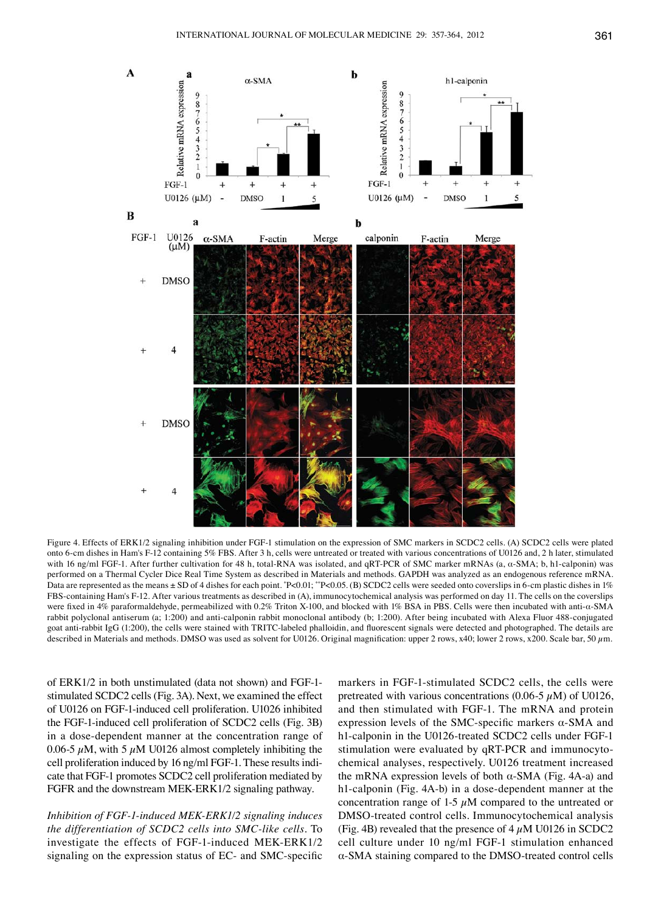Figure 4. Effects of ERK1/2 signaling inhibition under FGF-1 stimulation on the expression of SMC markers in SCDC2 cells. (A) SCDC2 cells were plated onto 6-cm dishes in Ham's F-12 containing 5% FBS. After 3 h, cells were untreated or treated with various concentrations of U0126 and, 2 h later, stimulated with 16 ng/ml FGF-1. After further cultivation for 48 h, total-RNA was isolated, and qRT-PCR of SMC marker mRNAs (a, α-SMA; b, h1-calponin) was performed on a Thermal Cycler Dice Real Time System as described in Materials and methods. GAPDH was analyzed as an endogenous reference mRNA. Data are represented as the means ± SD of 4 dishes for each point. *P<0.01; **P<0.05. (B) SCDC2 cells were seeded onto coverslips in 6-cm plastic dishes in 1% FBS-containing Ham's F-12. After various treatments as described in (A), immunocytochemical analysis was performed on day 11. The cells on the coverslips were fixed in 4% paraformaldehyde, permeabilized with 0.2% Triton X-100, and blocked with 1% BSA in PBS. Cells were then incubated with anti-α-SMA rabbit polyclonal antiserum (a; 1:200) and anti-calponin rabbit monoclonal antibody (b; 1:200). After being incubated with Alexa Fluor 488-conjugated goat anti-rabbit IgG (1:200), the cells were stained with TRITC-labeled phalloidin, and fluorescent signals were detected and photographed. The details are described in Materials and methods. DMSO was used as solvent for U0126. Original magnification: upper 2 rows, x40; lower 2 rows, x200. Scale bar, 50 $\mu$m.

of ERK1/2 in both unstimulated (data not shown) and FGF-1-stimulated SCDC2 cells (Fig. 3A). Next, we examined the effect of U0126 on FGF-1-induced cell proliferation. U1026 inhibited the FGF-1-induced cell proliferation of SCDC2 cells (Fig. 3B) in a dose-dependent manner in the concentration range of 0.06-5 $\mu$M, with 5 $\mu$M U0126 almost completely inhibiting the cell proliferation induced by 16 ng/ml FGF-1. These results indicate that FGF-1 promotes SCDC2 cell proliferation mediated by FGFR and the downstream MEK-ERK1/2 signaling pathway.

*Inhibition of FGF-1-induced MEK-ERK1/2 signaling induces the differentiation of SCDC2 cells into SMC-like cells.* To investigate the effects of FGF-1-induced MEK-ERK1/2 signaling on the expression status of EC- and SMC-specific markers in FGF-1-stimulated SCDC2 cells, the cells were pretreated with various concentrations (0.06-5 $\mu$M) of U0126, and then stimulated with FGF-1. The mRNA and protein expression levels of the SMC-specific markers α-SMA and h1-calponin in the U0126-treated SCDC2 cells under FGF-1 stimulation were evaluated by qRT-PCR and immunocytochemical analyses, respectively. U0126 treatment increased the mRNA expression levels of both α-SMA (Fig. 4A-a) and h1-calponin (Fig. 4A-b) in a dose-dependent manner at the concentration range of 1-5 $\mu$M compared to the untreated or DMSO-treated control cells. Immunocytochemical analysis (Fig. 4B) revealed that the presence of 4 $\mu$M U0126 in SCDC2 cell culture under 10 ng/ml FGF-1 stimulation enhanced α-SMA staining compared to the DMSO-treated control cells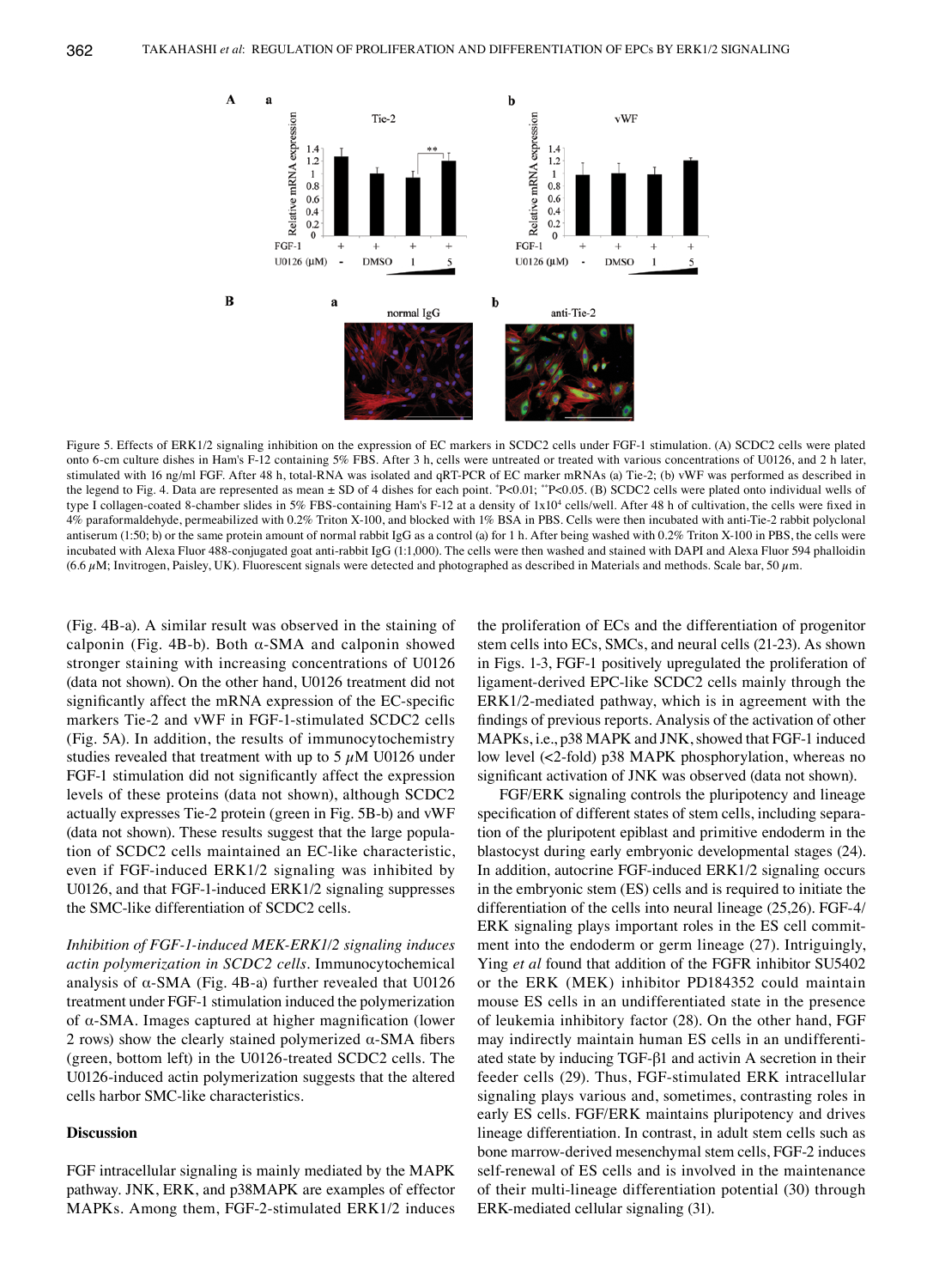Figure 5. Effects of ERK1/2 signaling inhibition on the expression of EC markers in SCDC2 cells under FGF-1 stimulation. (A) SCDC2 cells were plated onto 6-cm culture dishes in Ham's F-12 containing 5% FBS. After 3 h, cells were untreated or treated with various concentrations of U0126, and 2 h later, stimulated with 16 ng/ml FGF. After 48 h, total-RNA was isolated and qRT-PCR of EC marker mRNAs (a) Tie-2; (b) vWF was performed as described in the legend to Fig. 4. Data are represented as mean ± SD of 4 dishes for each point. *P<0.01; **P<0.05. (B) SCDC2 cells were plated onto individual wells of type I collagen-coated 8-chamber slides in 5% FBS-containing Ham's F-12 at a density of $1\times10^4$ cells/well. After 48 h of cultivation, the cells were fixed in 4% paraformaldehyde, permeabilized with 0.2% Triton X-100, and blocked with 1% BSA in PBS. Cells were then incubated with anti-Tie-2 rabbit polyclonal antiserum (1:50; b) or the same protein amount of normal rabbit IgG as a control (a) for 1 h. After being washed with 0.2% Triton X-100 in PBS, the cells were incubated with Alexa Fluor 488-conjugated goat anti-rabbit IgG (1:1,000). The cells were then washed and stained with DAPI and Alexa Fluor 594 phalloidin (6.6 $\mu$M; Invitrogen, Paisley, UK). Fluorescent signals were detected and photographed as described in Materials and methods. Scale bar, 50 $\mu$m.

(Fig. 4B-a). A similar result was observed in the staining of calponin (Fig. 4B-b). Both α-SMA and calponin showed stronger staining with increasing concentrations of U0126 (data not shown). On the other hand, U0126 treatment did not significantly affect the mRNA expression of the EC-specific markers Tie-2 and vWF in FGF-1-stimulated SCDC2 cells (Fig. 5A). In addition, the results of immunocytochemistry studies revealed that treatment with up to 5 $\mu$M U0126 under FGF-1 stimulation did not significantly affect the expression levels of these proteins (data not shown), although SCDC2 actually expresses Tie-2 protein (green in Fig. 5B-b) and vWF (data not shown). These results suggest that the large population of SCDC2 cells maintained an EC-like characteristic, even if FGF-induced ERK1/2 signaling was inhibited by U0126, and that FGF-1-induced ERK1/2 signaling suppresses the SMC-like differentiation of SCDC2 cells.

*Inhibition of FGF-1-induced MEK-ERK1/2 signaling induces actin polymerization in SCDC2 cells.* Immunocytochemical analysis of α-SMA (Fig. 4B-a) further revealed that U0126 treatment under FGF-1 stimulation induced the polymerization of α-SMA. Images captured at higher magnification (lower 2 rows) show the clearly stained polymerized α-SMA fibers (green, bottom left) in the U0126-treated SCDC2 cells. The U0126-induced actin polymerization suggests that the altered cells harbor SMC-like characteristics.

## Discussion

FGF intracellular signaling is mainly mediated by the MAPK pathway. JNK, ERK, and p38MAPK are examples of effector MAPKs. Among them, FGF-2-stimulated ERK1/2 induces the proliferation of ECs and the differentiation of progenitor stem cells into ECs, SMCs, and neural cells (21-23). As shown in Figs. 1-3, FGF-1 positively upregulated the proliferation of ligament-derived EPC-like SCDC2 cells mainly through the ERK1/2-mediated pathway, which is in agreement with the findings of previous reports. Analysis of the activation of other MAPKs, i.e., p38 MAPK and JNK, showed that FGF-1 induced low level (<2-fold) p38 MAPK phosphorylation, whereas no significant activation of JNK was observed (data not shown).

FGF/ERK signaling controls the pluripotency and lineage specification of different states of stem cells, including separation of the pluripotent epiblast and primitive endoderm in the blastocyst during early embryonic developmental stages (24). In addition, autocrine FGF-induced ERK1/2 signaling occurs in the embryonic stem (ES) cells and is required to initiate the differentiation of the cells into neural lineage (25,26). FGF-4/ERK signaling plays important roles in the ES cell commitment into the endoderm or germ lineage (27). Intriguingly, Ying *et al* found that addition of the FGFR inhibitor SU5402 or the ERK (MEK) inhibitor PD184352 could maintain mouse ES cells in an undifferentiated state in the presence of leukemia inhibitory factor (28). On the other hand, FGF may indirectly maintain human ES cells in an undifferentiated state by inducing TGF-β1 and activin A secretion in their feeder cells (29). Thus, FGF-stimulated ERK intracellular signaling plays various and, sometimes, contrasting roles in early ES cells. FGF/ERK maintains pluripotency and drives lineage differentiation. In contrast, in adult stem cells such as bone marrow-derived mesenchymal stem cells, FGF-2 induces self-renewal of ES cells and is involved in the maintenance of their multi-lineage differentiation potential (30) through ERK-mediated cellular signaling (31).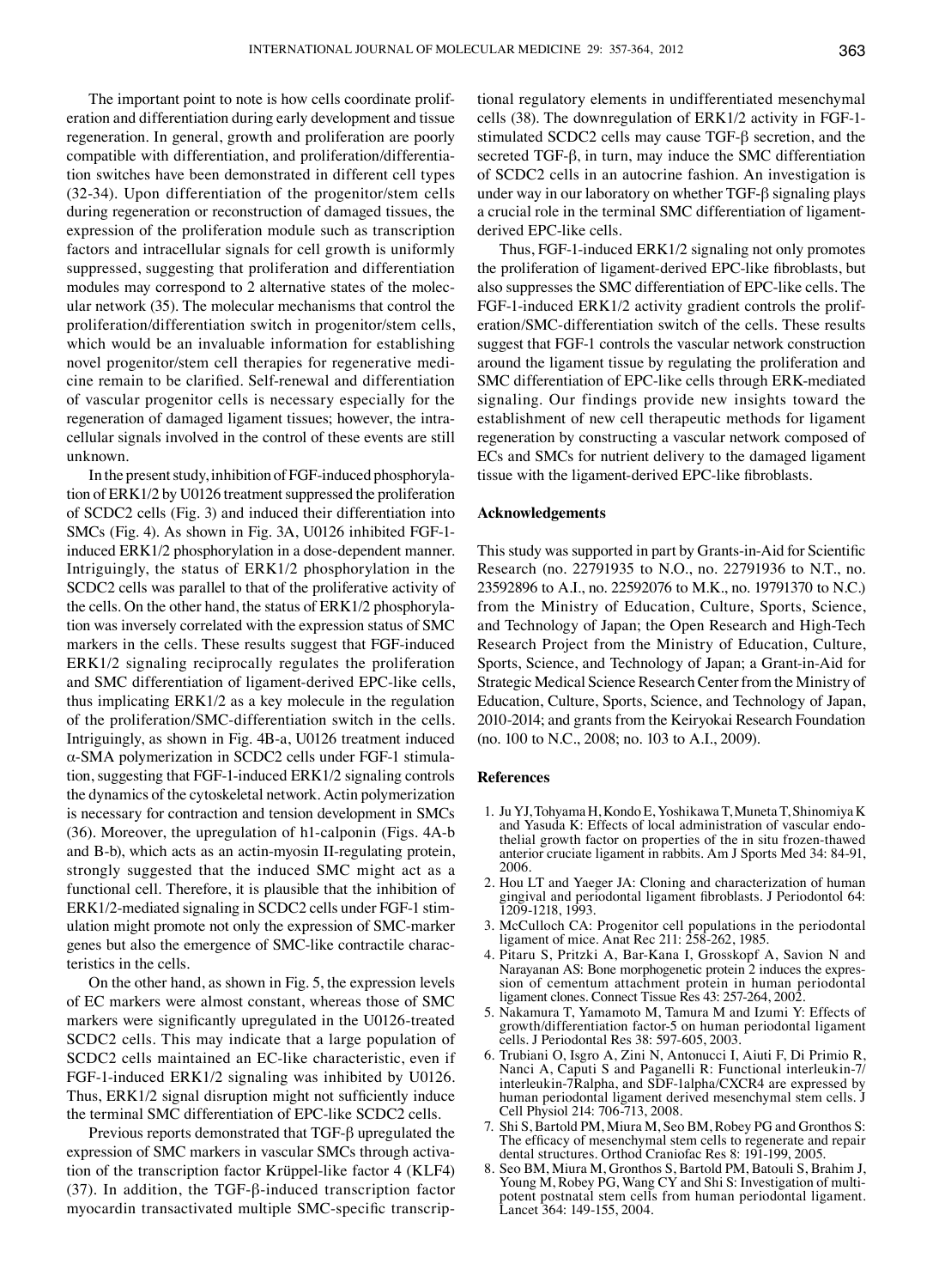The important point to note is how cells coordinate proliferation and differentiation during early development and tissue regeneration. In general, growth and proliferation are poorly compatible with differentiation, and proliferation/differentiation switches have been demonstrated in different cell types (32-34). Upon differentiation of the progenitor/stem cells during regeneration or reconstruction of damaged tissues, the expression of the proliferation module such as transcription factors and intracellular signals for cell growth is uniformly suppressed, suggesting that proliferation and differentiation modules may correspond to 2 alternative states of the molecular network (35). The molecular mechanisms that control the proliferation/differentiation switch in progenitor/stem cells, which would be an invaluable information for establishing novel progenitor/stem cell therapies for regenerative medicine remain to be clarified. Self-renewal and differentiation of vascular progenitor cells is necessary especially for the regeneration of damaged ligament tissues; however, the intracellular signals involved in the control of these events are still unknown.

In the present study, inhibition of FGF-induced phosphorylation of ERK1/2 by U0126 treatment suppressed the proliferation of SCDC2 cells (Fig. 3) and induced their differentiation into SMCs (Fig. 4). As shown in Fig. 3A, U0126 inhibited FGF-1-induced ERK1/2 phosphorylation in a dose-dependent manner. Intriguingly, the status of ERK1/2 phosphorylation in the SCDC2 cells was parallel to that of the proliferative activity of the cells. On the other hand, the status of ERK1/2 phosphorylation was inversely correlated with the expression status of SMC markers in the cells. These results suggest that FGF-induced ERK1/2 signaling reciprocally regulates the proliferation and SMC differentiation of ligament-derived EPC-like cells, thus implicating ERK1/2 as a key molecule in the regulation of the proliferation/SMC-differentiation switch in the cells. Intriguingly, as shown in Fig. 4B-a, U0126 treatment induced α-SMA polymerization in SCDC2 cells under FGF-1 stimulation, suggesting that FGF-1-induced ERK1/2 signaling controls the dynamics of the cytoskeletal network. Actin polymerization is necessary for contraction and tension development in SMCs (36). Moreover, the upregulation of h1-calponin (Figs. 4A-b and B-b), which acts as an actin-myosin II-regulating protein, strongly suggested that the induced SMC might act as a functional cell. Therefore, it is plausible that the inhibition of ERK1/2-mediated signaling in SCDC2 cells under FGF-1 stimulation might promote not only the expression of SMC-marker genes but also the emergence of SMC-like contractile characteristics in the cells.

On the other hand, as shown in Fig. 5, the expression levels of EC markers were almost constant, whereas those of SMC markers were significantly upregulated in the U0126-treated SCDC2 cells. This may indicate that a large population of SCDC2 cells maintained an EC-like characteristic, even if FGF-1-induced ERK1/2 signaling was inhibited by U0126. Thus, ERK1/2 signal disruption might not sufficiently induce the terminal SMC differentiation of EPC-like SCDC2 cells.

Previous reports demonstrated that TGF-β upregulated the expression of SMC markers in vascular SMCs through activation of the transcription factor Krüppel-like factor 4 (KLF4) (37). In addition, the TGF-β-induced transcription factor myocardin transactivated multiple SMC-specific transcriptional regulatory elements in undifferentiated mesenchymal cells (38). The downregulation of ERK1/2 activity in FGF-1-stimulated SCDC2 cells may cause TGF-β secretion, and the secreted TGF-β, in turn, may induce the SMC differentiation of SCDC2 cells in an autocrine fashion. An investigation is under way in our laboratory on whether TGF-β signaling plays a crucial role in the terminal SMC differentiation of ligament-derived EPC-like cells.

Thus, FGF-1-induced ERK1/2 signaling not only promotes the proliferation of ligament-derived EPC-like fibroblasts, but also suppresses the SMC differentiation of EPC-like cells. The FGF-1-induced ERK1/2 activity gradient controls the proliferation/SMC-differentiation switch of the cells. These results suggest that FGF-1 controls the vascular network construction around the ligament tissue by regulating the proliferation and SMC differentiation of EPC-like cells through ERK-mediated signaling. Our findings provide new insights toward the establishment of new cell therapeutic methods for ligament regeneration by constructing a vascular network composed of ECs and SMCs for nutrient delivery to the damaged ligament tissue with the ligament-derived EPC-like fibroblasts.

## Acknowledgements

This study was supported in part by Grants-in-Aid for Scientific Research (no. 22791935 to N.O., no. 22791936 to N.T., no. 23592896 to A.I., no. 22592076 to M.K., no. 19791370 to N.C.) from the Ministry of Education, Culture, Sports, Science, and Technology of Japan; the Open Research and High-Tech Research Project from the Ministry of Education, Culture, Sports, Science, and Technology of Japan; a Grant-in-Aid for Strategic Medical Science Research Center from the Ministry of Education, Culture, Sports, Science, and Technology of Japan, 2010-2014; and grants from the Keiryokai Research Foundation (no. 100 to N.C., 2008; no. 103 to A.I., 2009).

## References

1. Ju YJ, Tohyama H, Kondo E, Yoshikawa T, Muneta T, Shinomiya K and Yasuda K: Effects of local administration of vascular endothelial growth factor on properties of the in situ frozen-thawed anterior cruciate ligament in rabbits. Am J Sports Med 34: 84-91, 2006.
2. Hou LT and Yaeger JA: Cloning and characterization of human gingival and periodontal ligament fibroblasts. J Periodontol 64: 1209-1218, 1993.
3. McCulloch CA: Progenitor cell populations in the periodontal ligament of mice. Anat Rec 211: 258-262, 1985.
4. Pitaru S, Pritzki A, Bar-Kana I, Grosskopf A, Savion N and Narayanan AS: Bone morphogenetic protein 2 induces the expression of cementum attachment protein in human periodontal ligament clones. Connect Tissue Res 43: 257-264, 2002.
5. Nakamura T, Yamamoto M, Tamura M and Izumi Y: Effects of growth/differentiation factor-5 on human periodontal ligament cells. J Periodontal Res 38: 597-605, 2003.
6. Trubiani O, Isgro A, Zini N, Antonucci I, Aiuti F, Di Primio R, Nanci A, Caputi S and Paganelli R: Functional interleukin-7/interleukin-7Ralpha, and SDF-1alpha/CXCR4 are expressed by human periodontal ligament derived mesenchymal stem cells. J Cell Physiol 214: 706-713, 2008.
7. Shi S, Bartold PM, Miura M, Seo BM, Robey PG and Gronthos S: The efficacy of mesenchymal stem cells to regenerate and repair dental structures. Orthod Craniofac Res 8: 191-199, 2005.
8. Seo BM, Miura M, Gronthos S, Bartold PM, Batouli S, Brahim J, Young M, Robey PG, Wang CY and Shi S: Investigation of multipotent postnatal stem cells from human periodontal ligament. Lancet 364: 149-155, 2004.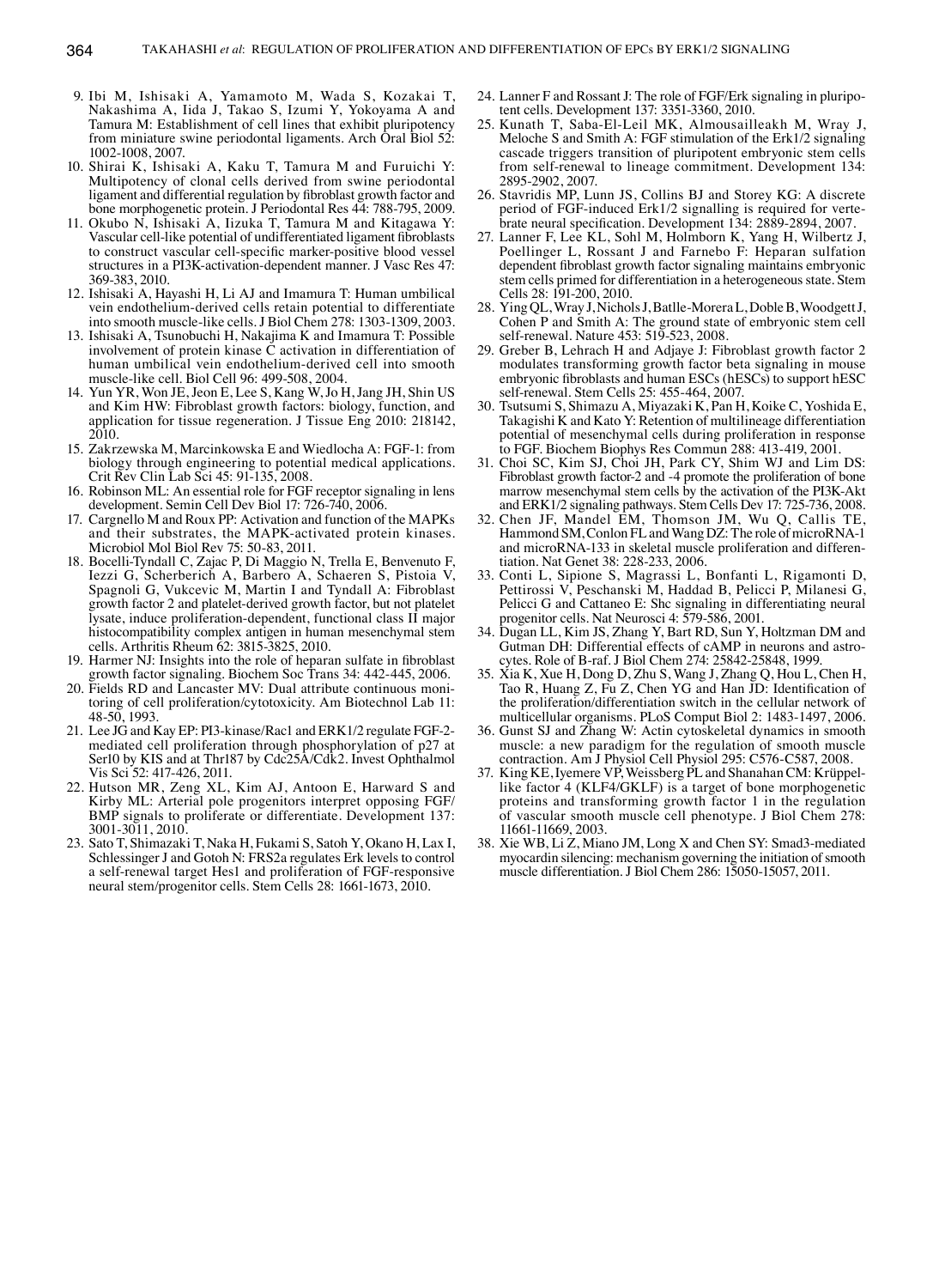9. Ibi M, Ishisaki A, Yamamoto M, Wada S, Kozakai T, Nakashima A, Iida J, Takao S, Izumi Y, Yokoyama A and Tamura M: Establishment of cell lines that exhibit pluripotency from miniature swine periodontal ligaments. Arch Oral Biol 52: 1002-1008, 2007.
10. Shirai K, Ishisaki A, Kaku T, Tamura M and Furuichi Y: Multipotency of clonal cells derived from swine periodontal ligament and differential regulation by fibroblast growth factor and bone morphogenetic protein. J Periodontal Res 44: 788-795, 2009.
11. Okubo N, Ishisaki A, Iizuka T, Tamura M and Kitagawa Y: Vascular cell-like potential of undifferentiated ligament fibroblasts to construct vascular cell-specific marker-positive blood vessel structures in a PI3K-activation-dependent manner. J Vasc Res 47: 369-383, 2010.
12. Ishisaki A, Hayashi H, Li AJ and Imamura T: Human umbilical vein endothelium-derived cells retain potential to differentiate into smooth muscle-like cells. J Biol Chem 278: 1303-1309, 2003.
13. Ishisaki A, Tsunobuchi H, Nakajima K and Imamura T: Possible involvement of protein kinase C activation in differentiation of human umbilical vein endothelium-derived cell into smooth muscle-like cell. Biol Cell 96: 499-508, 2004.
14. Yun YR, Won JE, Jeon E, Lee S, Kang W, Jo H, Jang JH, Shin US and Kim HW: Fibroblast growth factors: biology, function, and application for tissue regeneration. J Tissue Eng 2010: 218142, 2010.
15. Zakrzewska M, Marcinkowska E and Wiedlocha A: FGF-1: from biology through engineering to potential medical applications. Crit Rev Clin Lab Sci 45: 91-135, 2008.
16. Robinson ML: An essential role for FGF receptor signaling in lens development. Semin Cell Dev Biol 17: 726-740, 2006.
17. Cargnello M and Roux PP: Activation and function of the MAPKs and their substrates, the MAPK-activated protein kinases. Microbiol Mol Biol Rev 75: 50-83, 2011.
18. Bocelli-Tyndall C, Zajac P, Di Maggio N, Trella E, Benvenuto F, Iezzi G, Scherberich A, Barbero A, Schaeren S, Pistoia V, Spagnoli G, Vukcevic M, Martin I and Tyndall A: Fibroblast growth factor 2 and platelet-derived growth factor, but not platelet lysate, induce proliferation-dependent, functional class II major histocompatibility complex antigen in human mesenchymal stem cells. Arthritis Rheum 62: 3815-3825, 2010.
19. Harmer NJ: Insights into the role of heparan sulfate in fibroblast growth factor signaling. Biochem Soc Trans 34: 442-445, 2006.
20. Fields RD and Lancaster MV: Dual attribute continuous monitoring of cell proliferation/cytotoxicity. Am Biotechnol Lab 11: 48-50, 1993.
21. Lee JG and Kay EP: PI3-kinase/Rac1 and ERK1/2 regulate FGF-2-mediated cell proliferation through phosphorylation of p27 at Ser10 by KIS and at Thr187 by Cdc25A/Cdk2. Invest Ophthalmol Vis Sci 52: 417-426, 2011.
22. Hutson MR, Zeng XL, Kim AJ, Antoon E, Harward S and Kirby ML: Arterial pole progenitors interpret opposing FGF/BMP signals to proliferate or differentiate. Development 137: 3001-3011, 2010.
23. Sato T, Shimazaki T, Naka H, Fukami S, Satoh Y, Okano H, Lax I, Schlessinger J and Gotoh N: FRS2a regulates Erk levels to control a self-renewal target Hes1 and proliferation of FGF-responsive neural stem/progenitor cells. Stem Cells 28: 1661-1673, 2010.
24. Lanner F and Rossant J: The role of FGF/Erk signaling in pluripotent cells. Development 137: 3351-3360, 2010.
25. Kunath T, Saba-El-Leil MK, Almousailleakh M, Wray J, Meloche S and Smith A: FGF stimulation of the Erk1/2 signaling cascade triggers transition of pluripotent embryonic stem cells from self-renewal to lineage commitment. Development 134: 2895-2902, 2007.
26. Stavridis MP, Lunn JS, Collins BJ and Storey KG: A discrete period of FGF-induced Erk1/2 signalling is required for vertebrate neural specification. Development 134: 2889-2894, 2007.
27. Lanner F, Lee KL, Sohl M, Holmborn K, Yang H, Wilbertz J, Poellinger L, Rossant J and Farnebo F: Heparan sulfation dependent fibroblast growth factor signaling maintains embryonic stem cells primed for differentiation in a heterogeneous state. Stem Cells 28: 191-200, 2010.
28. Ying QL, Wray J, Nichols J, Batlle-Morera L, Doble B, Woodgett J, Cohen P and Smith A: The ground state of embryonic stem cell self-renewal. Nature 453: 519-523, 2008.
29. Greber B, Lehrach H and Adjaye J: Fibroblast growth factor 2 modulates transforming growth factor beta signaling in mouse embryonic fibroblasts and human ESCs (hESCs) to support hESC self-renewal. Stem Cells 25: 455-464, 2007.
30. Tsutsumi S, Shimazu A, Miyazaki K, Pan H, Koike C, Yoshida E, Takagishi K and Kato Y: Retention of multilineage differentiation potential of mesenchymal cells during proliferation in response to FGF. Biochem Biophys Res Commun 288: 413-419, 2001.
31. Choi SC, Kim SJ, Choi JH, Park CY, Shim WJ and Lim DS: Fibroblast growth factor-2 and -4 promote the proliferation of bone marrow mesenchymal stem cells by the activation of the PI3K-Akt and ERK1/2 signaling pathways. Stem Cells Dev 17: 725-736, 2008.
32. Chen JF, Mandel EM, Thomson JM, Wu Q, Callis TE, Hammond SM, Conlon FL and Wang DZ: The role of microRNA-1 and microRNA-133 in skeletal muscle proliferation and differentiation. Nat Genet 38: 228-233, 2006.
33. Conti L, Sipione S, Magrassi L, Bonfanti L, Rigamonti D, Pettirossi V, Peschanski M, Haddad B, Pelicci P, Milanesi G, Pelicci G and Cattaneo E: Shc signaling in differentiating neural progenitor cells. Nat Neurosci 4: 579-586, 2001.
34. Dugan LL, Kim JS, Zhang Y, Bart RD, Sun Y, Holtzman DM and Gutman DH: Differential effects of cAMP in neurons and astrocytes. Role of B-raf. J Biol Chem 274: 25842-25848, 1999.
35. Xia K, Xue H, Dong D, Zhu S, Wang J, Zhang Q, Hou L, Chen H, Tao R, Huang Z, Fu Z, Chen YG and Han JD: Identification of the proliferation/differentiation switch in the cellular network of multicellular organisms. PLoS Comput Biol 2: 1483-1497, 2006.
36. Gunst SJ and Zhang W: Actin cytoskeletal dynamics in smooth muscle: a new paradigm for the regulation of smooth muscle contraction. Am J Physiol Cell Physiol 295: C576-C587, 2008.
37. King KE, Iyemere VP, Weissberg PL and Shanahan CM: Krüppel-like factor 4 (KLF4/GKLF) is a target of bone morphogenetic proteins and transforming growth factor 1 in the regulation of vascular smooth muscle cell phenotype. J Biol Chem 278: 11661-11669, 2003.
38. Xie WB, Li Z, Miano JM, Long X and Chen SY: Smad3-mediated myocardin silencing: mechanism governing the initiation of smooth muscle differentiation. J Biol Chem 286: 15050-15057, 2011.